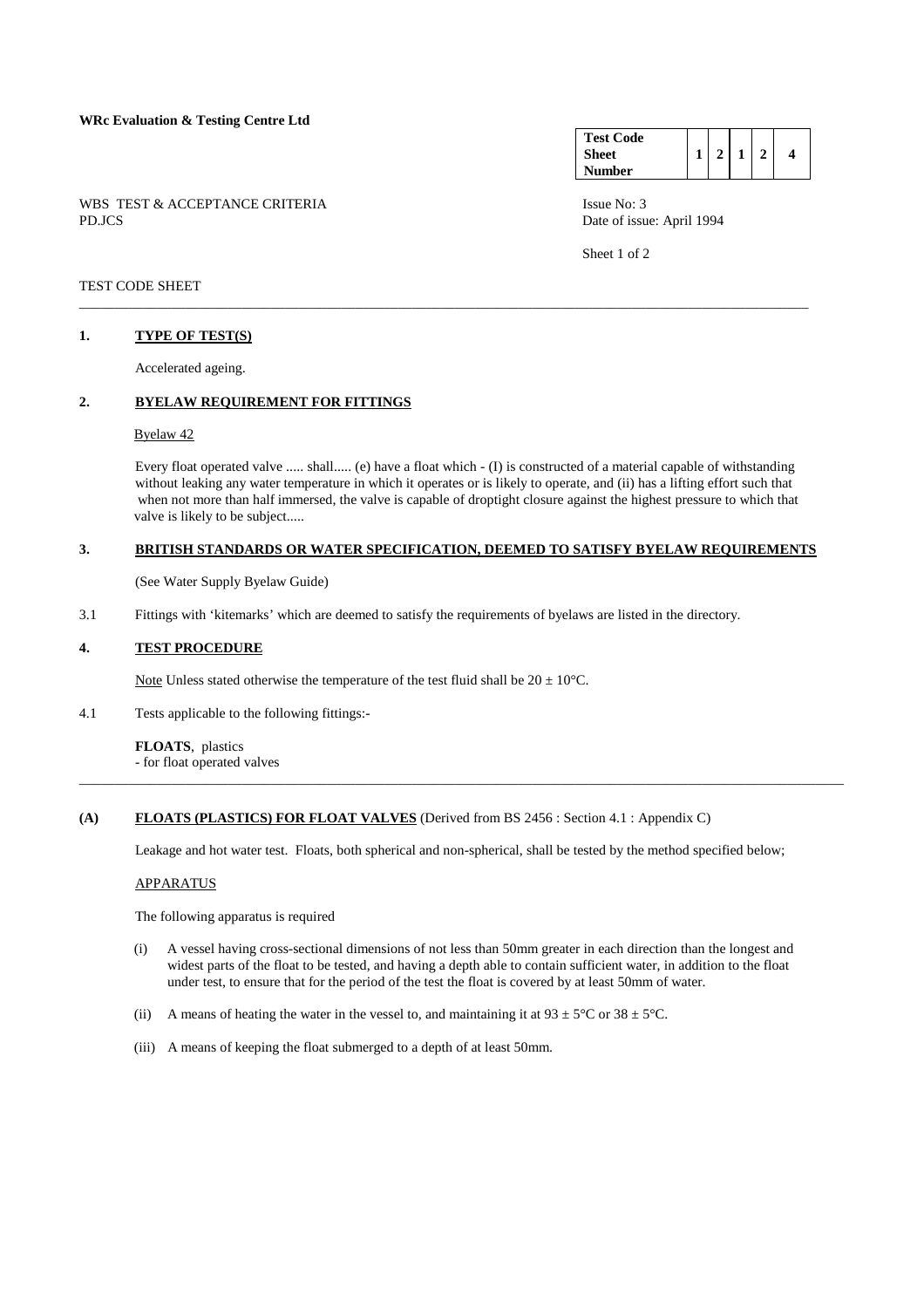**WRc Evaluation & Testing Centre Ltd**

| **Test Code Sheet Number** | **1** | **2** | **1** | **2** | **4** |
|---|---|---|---|---|---|

WBS TEST & ACCEPTANCE CRITERIA
PD.JCS

Issue No: 3
Date of issue: April 1994

Sheet 1 of 2

TEST CODE SHEET

---

## 1. TYPE OF TEST(S)

Accelerated ageing.

## 2. BYELAW REQUIREMENT FOR FITTINGS

Byelaw 42

Every float operated valve ..... shall..... (e) have a float which - (I) is constructed of a material capable of withstanding without leaking any water temperature in which it operates or is likely to operate, and (ii) has a lifting effort such that when not more than half immersed, the valve is capable of droptight closure against the highest pressure to which that valve is likely to be subject.....

## 3. BRITISH STANDARDS OR WATER SPECIFICATION, DEEMED TO SATISFY BYELAW REQUIREMENTS

(See Water Supply Byelaw Guide)

3.1 Fittings with 'kitemarks' which are deemed to satisfy the requirements of byelaws are listed in the directory.

## 4. TEST PROCEDURE

Note Unless stated otherwise the temperature of the test fluid shall be 20 ± 10°C.

4.1 Tests applicable to the following fittings:-

**FLOATS**, plastics
- for float operated valves

---

## (A) FLOATS (PLASTICS) FOR FLOAT VALVES (Derived from BS 2456 : Section 4.1 : Appendix C)

Leakage and hot water test. Floats, both spherical and non-spherical, shall be tested by the method specified below;

APPARATUS

The following apparatus is required

(i) A vessel having cross-sectional dimensions of not less than 50mm greater in each direction than the longest and widest parts of the float to be tested, and having a depth able to contain sufficient water, in addition to the float under test, to ensure that for the period of the test the float is covered by at least 50mm of water.

(ii) A means of heating the water in the vessel to, and maintaining it at 93 ± 5°C or 38 ± 5°C.

(iii) A means of keeping the float submerged to a depth of at least 50mm.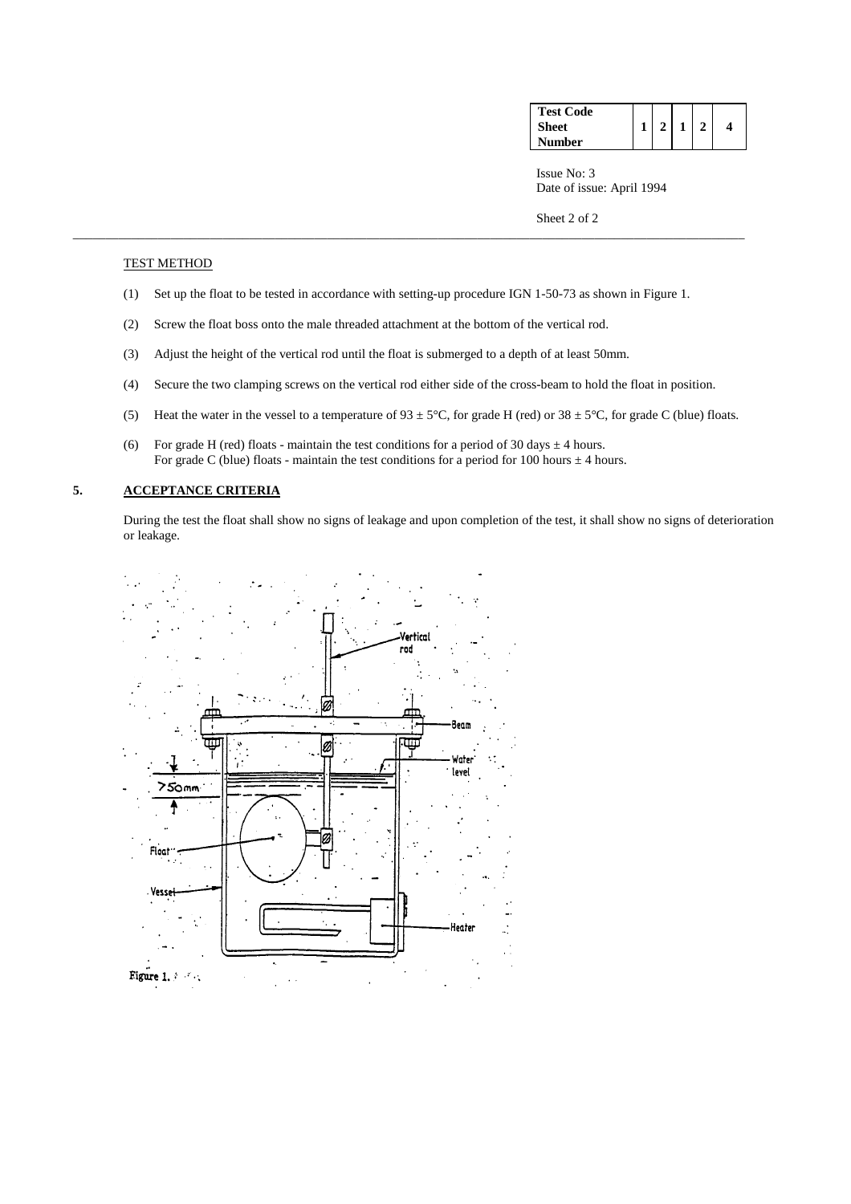| Test Code Sheet Number | 1 | 2 | 1 | 2 | 4 |
| --- | --- | --- | --- | --- | --- |

Issue No: 3
Date of issue: April 1994

TEST METHOD

(1) Set up the float to be tested in accordance with setting-up procedure IGN 1-50-73 as shown in Figure 1.

(2) Screw the float boss onto the male threaded attachment at the bottom of the vertical rod.

(3) Adjust the height of the vertical rod until the float is submerged to a depth of at least 50mm.

(4) Secure the two clamping screws on the vertical rod either side of the cross-beam to hold the float in position.

(5) Heat the water in the vessel to a temperature of 93 ± 5°C, for grade H (red) or 38 ± 5°C, for grade C (blue) floats.

(6) For grade H (red) floats - maintain the test conditions for a period of 30 days ± 4 hours.
For grade C (blue) floats - maintain the test conditions for a period for 100 hours ± 4 hours.

## 5. ACCEPTANCE CRITERIA

During the test the float shall show no signs of leakage and upon completion of the test, it shall show no signs of deterioration or leakage.

Vertical rod

Beam

Water level

>50mm

Float

Vessel

Heater

Figure 1.